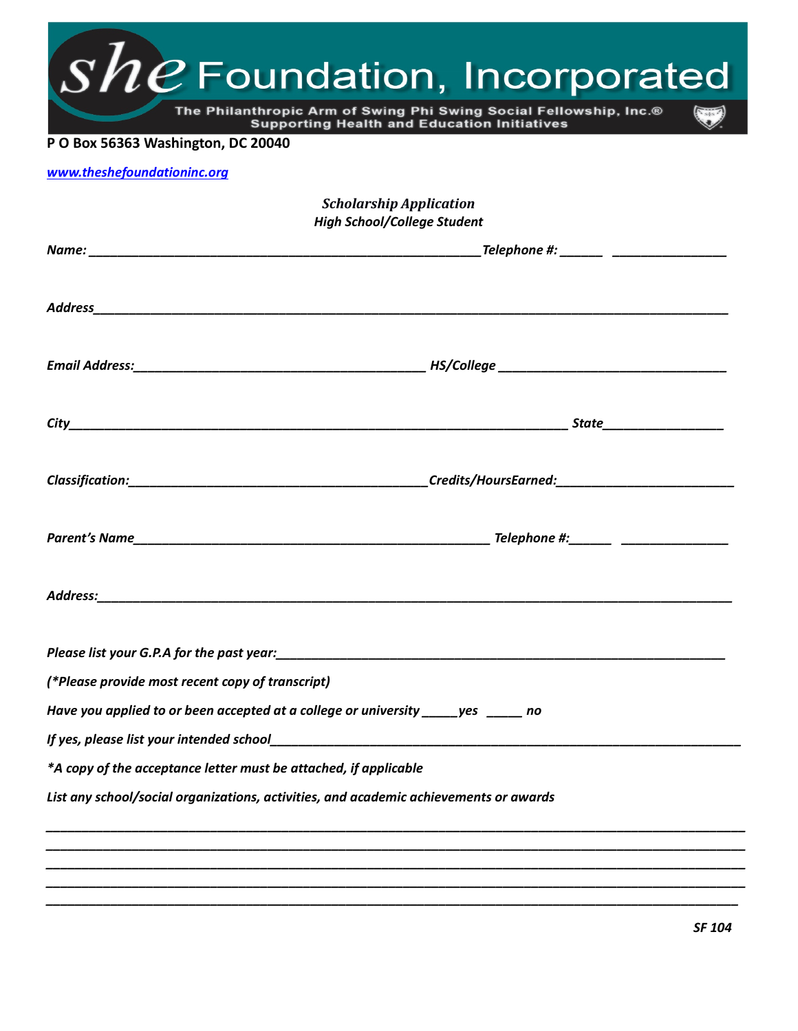# she Foundation, Incorporated

The Philanthropic Arm of Swing Phi Swing Social Fellowship, Inc.®
Supporting Health and Education Initiatives

**P O Box 56363 Washington, DC 20040**

*www.theshefoundationinc.org*

*Scholarship Application*
*High School/College Student*

***Name:*** ________________________________________________________ ***Telephone #:*** ______ _______________

***Address*** ______________________________________________________________________________________

***Email Address:*** __________________________________________ ***HS/College*** _________________________________

***City*** ________________________________________________________________________ ***State*** ________________

***Classification:*** __________________________________________ ***Credits/HoursEarned:*** ________________________

***Parent's Name*** __________________________________________________ ***Telephone #:*** ______ ______________

***Address:*** _____________________________________________________________________________________

*Please list your G.P.A for the past year:* _____________________________________________________________

*(\*Please provide most recent copy of transcript)*

*Have you applied to or been accepted at a college or university _____yes _____ no*

*If yes, please list your intended school* ________________________________________________________________

*\*A copy of the acceptance letter must be attached, if applicable*

*List any school/social organizations, activities, and academic achievements or awards*

____________________________________________________________________________________________________
____________________________________________________________________________________________________
____________________________________________________________________________________________________
____________________________________________________________________________________________________
____________________________________________________________________________________________________

*SF 104*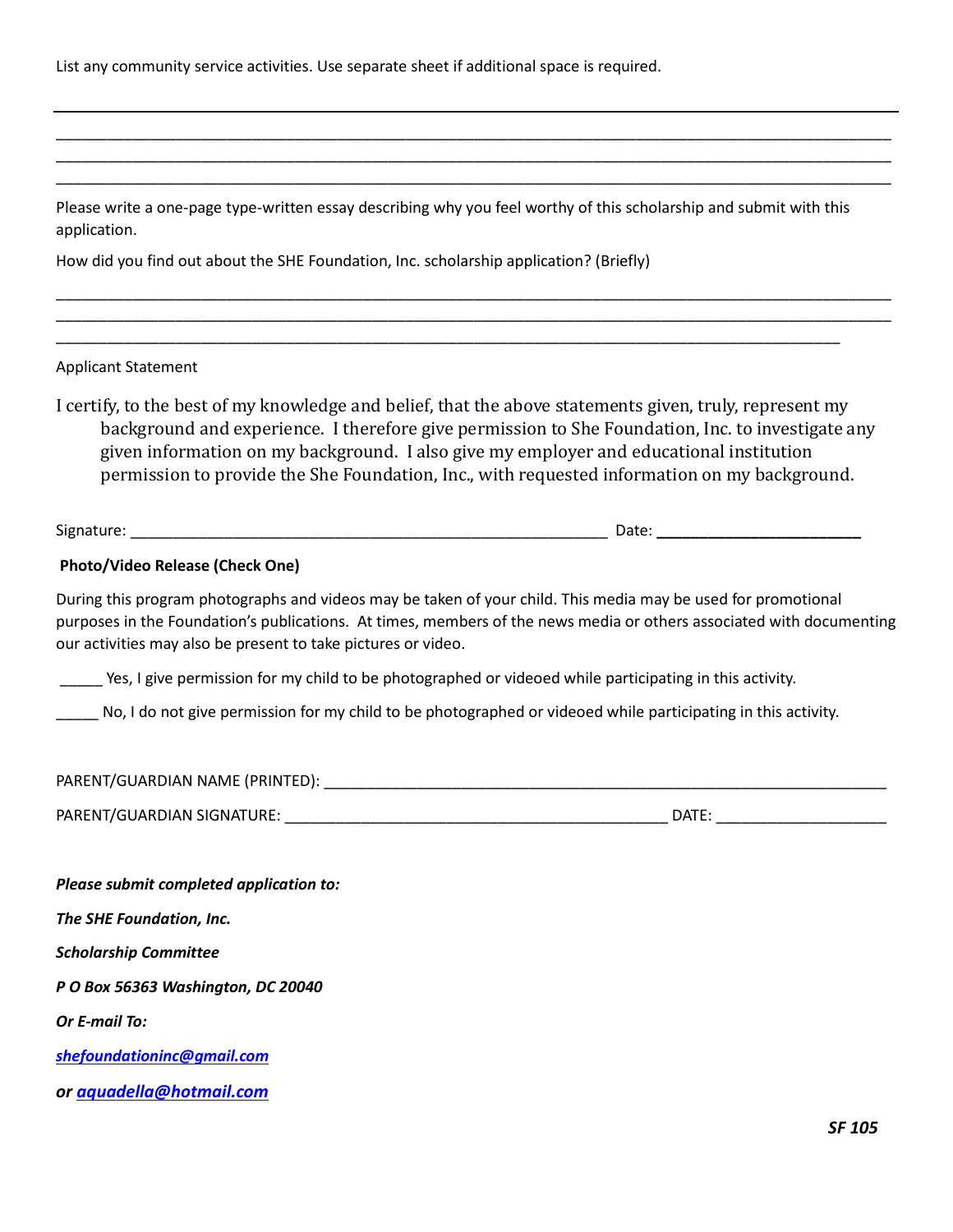List any community service activities. Use separate sheet if additional space is required.

___________________________________________________________________________________________________

___________________________________________________________________________________________________

___________________________________________________________________________________________________

Please write a one-page type-written essay describing why you feel worthy of this scholarship and submit with this application.

How did you find out about the SHE Foundation, Inc. scholarship application? (Briefly)

___________________________________________________________________________________________________

___________________________________________________________________________________________________

_____________________________________________________________________________________________

Applicant Statement

I certify, to the best of my knowledge and belief, that the above statements given, truly, represent my background and experience. I therefore give permission to She Foundation, Inc. to investigate any given information on my background. I also give my employer and educational institution permission to provide the She Foundation, Inc., with requested information on my background.

Signature: _______________________________________________________ Date: _______________________

**Photo/Video Release (Check One)**

During this program photographs and videos may be taken of your child. This media may be used for promotional purposes in the Foundation's publications. At times, members of the news media or others associated with documenting our activities may also be present to take pictures or video.

_____ Yes, I give permission for my child to be photographed or videoed while participating in this activity.

_____ No, I do not give permission for my child to be photographed or videoed while participating in this activity.

PARENT/GUARDIAN NAME (PRINTED): _________________________________________________________________

PARENT/GUARDIAN SIGNATURE: ____________________________________________ DATE: ____________________

***Please submit completed application to:***

***The SHE Foundation, Inc.***

***Scholarship Committee***

***P O Box 56363 Washington, DC 20040***

***Or E-mail To:***

***shefoundationinc@gmail.com***

***or aquadella@hotmail.com***

***SF 105***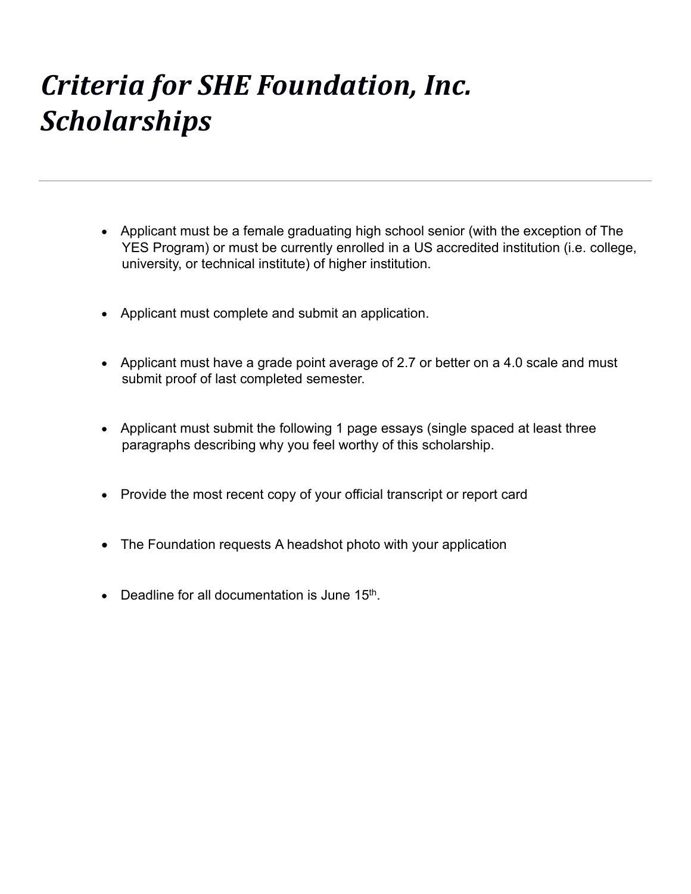# *Criteria for SHE Foundation, Inc. Scholarships*

---

- Applicant must be a female graduating high school senior (with the exception of The YES Program) or must be currently enrolled in a US accredited institution (i.e. college, university, or technical institute) of higher institution.

- Applicant must complete and submit an application.

- Applicant must have a grade point average of 2.7 or better on a 4.0 scale and must submit proof of last completed semester.

- Applicant must submit the following 1 page essays (single spaced at least three paragraphs describing why you feel worthy of this scholarship.

- Provide the most recent copy of your official transcript or report card

- The Foundation requests A headshot photo with your application

- Deadline for all documentation is June $15^{th}$.